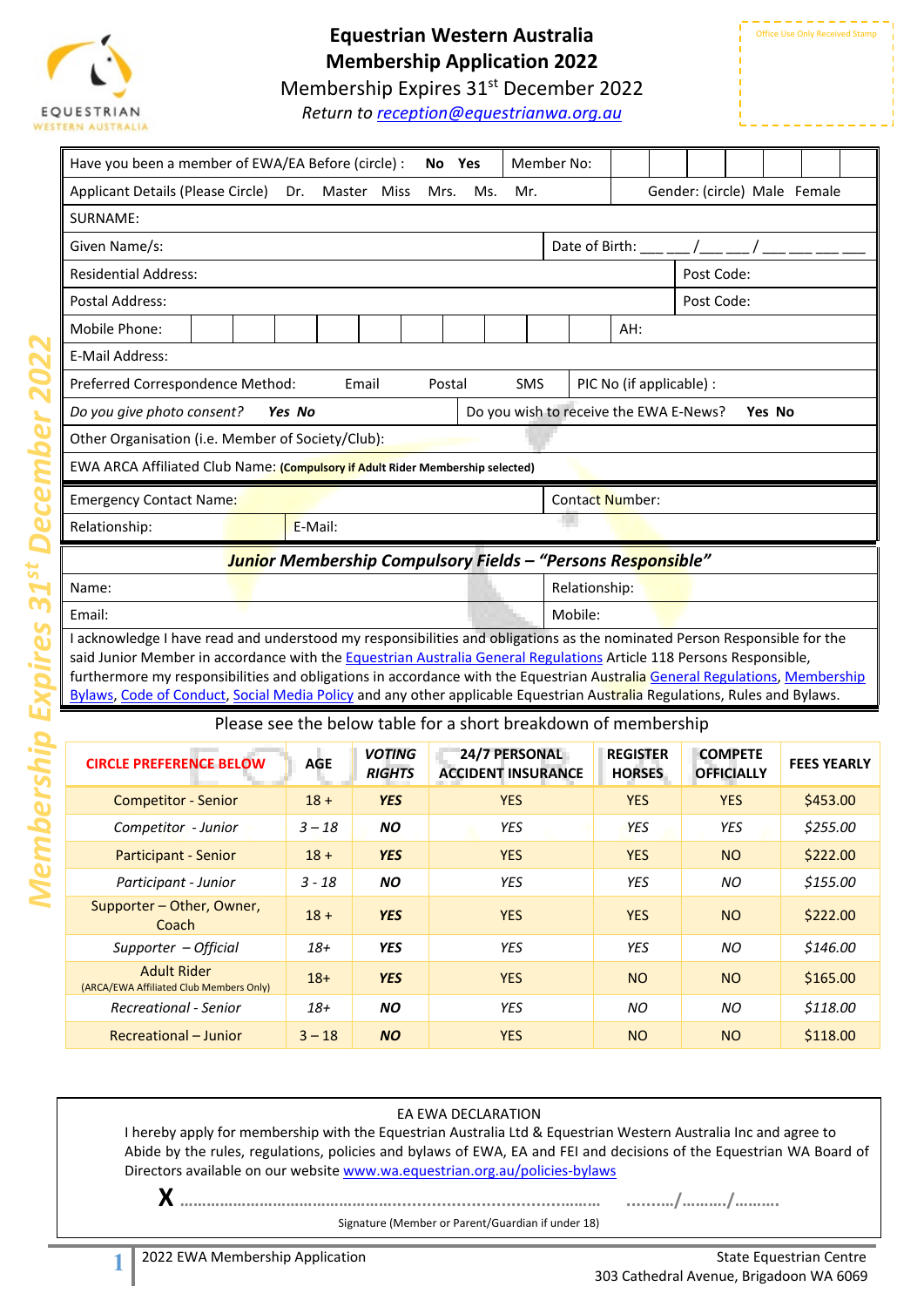# Equestrian Western Australia
## Membership Application 2022

Membership Expires 31st December 2022

*Return to reception@equestrianwa.org.au*

Office Use Only Received Stamp

| | | | |
|---|---|---|---|
| Have you been a member of EWA/EA Before (circle): **No Yes** | | Member No: | |
| Applicant Details (Please Circle) Dr. Master Miss Mrs. Ms. Mr. | | Gender: (circle) Male Female | |
| SURNAME: | | | |
| Given Name/s: | | Date of Birth: ___ ___ /___ ___ / ___ ___ ___ ___ | |
| Residential Address: | | | Post Code: |
| Postal Address: | | | Post Code: |
| Mobile Phone: | | AH: | |
| E-Mail Address: | | | |
| Preferred Correspondence Method: Email Postal SMS | | PIC No (if applicable) : | |
| *Do you give photo consent?* ***Yes No*** | | Do you wish to receive the EWA E-News? **Yes No** | |
| Other Organisation (i.e. Member of Society/Club): | | | |
| EWA ARCA Affiliated Club Name: **(Compulsory if Adult Rider Membership selected)** | | | |
| Emergency Contact Name: | | Contact Number: | |
| Relationship: | E-Mail: | | |

### *Junior Membership Compulsory Fields – "Persons Responsible"*

| | |
|---|---|
| Name: | Relationship: |
| Email: | Mobile: |

I acknowledge I have read and understood my responsibilities and obligations as the nominated Person Responsible for the said Junior Member in accordance with the Equestrian Australia General Regulations Article 118 Persons Responsible, furthermore my responsibilities and obligations in accordance with the Equestrian Australia General Regulations, Membership Bylaws, Code of Conduct, Social Media Policy and any other applicable Equestrian Australia Regulations, Rules and Bylaws.

Please see the below table for a short breakdown of membership

| CIRCLE PREFERENCE BELOW | AGE | *VOTING RIGHTS* | 24/7 PERSONAL ACCIDENT INSURANCE | REGISTER HORSES | COMPETE OFFICIALLY | FEES YEARLY |
|---|---|---|---|---|---|---|
| Competitor - Senior | 18 + | ***YES*** | YES | YES | YES | $453.00 |
| *Competitor - Junior* | *3 – 18* | ***NO*** | *YES* | *YES* | *YES* | *$255.00* |
| Participant - Senior | 18 + | ***YES*** | YES | YES | NO | $222.00 |
| *Participant - Junior* | *3 - 18* | ***NO*** | *YES* | *YES* | *NO* | *$155.00* |
| Supporter – Other, Owner, Coach | 18 + | ***YES*** | YES | YES | NO | $222.00 |
| *Supporter – Official* | *18+* | ***YES*** | *YES* | *YES* | *NO* | *$146.00* |
| Adult Rider (ARCA/EWA Affiliated Club Members Only) | 18+ | ***YES*** | YES | NO | NO | $165.00 |
| *Recreational - Senior* | *18+* | ***NO*** | *YES* | *NO* | *NO* | *$118.00* |
| Recreational – Junior | 3 – 18 | ***NO*** | YES | NO | NO | $118.00 |

EA EWA DECLARATION

I hereby apply for membership with the Equestrian Australia Ltd & Equestrian Western Australia Inc and agree to Abide by the rules, regulations, policies and bylaws of EWA, EA and FEI and decisions of the Equestrian WA Board of Directors available on our website www.wa.equestrian.org.au/policies-bylaws

**X** ………………………………………………………………………………… ………/………/………

Signature (Member or Parent/Guardian if under 18)

2022 EWA Membership Application

State Equestrian Centre
303 Cathedral Avenue, Brigadoon WA 6069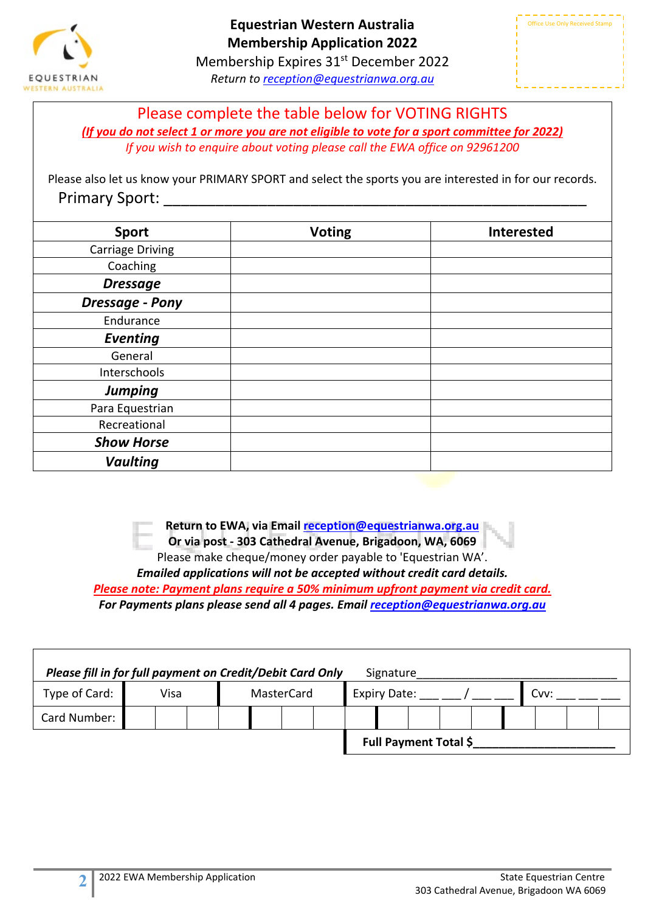# Equestrian Western Australia
## Membership Application 2022

Membership Expires 31st December 2022

*Return to reception@equestrianwa.org.au*

Office Use Only Received Stamp

Please complete the table below for VOTING RIGHTS

***(If you do not select 1 or more you are not eligible to vote for a sport committee for 2022)***

*If you wish to enquire about voting please call the EWA office on 92961200*

Please also let us know your PRIMARY SPORT and select the sports you are interested in for our records.

Primary Sport: ______________________________________________

| Sport | Voting | Interested |
|---|---|---|
| Carriage Driving | | |
| Coaching | | |
| ***Dressage*** | | |
| ***Dressage - Pony*** | | |
| Endurance | | |
| ***Eventing*** | | |
| General | | |
| Interschools | | |
| ***Jumping*** | | |
| Para Equestrian | | |
| Recreational | | |
| ***Show Horse*** | | |
| ***Vaulting*** | | |

**Return to EWA, via Email reception@equestrianwa.org.au**

**Or via post - 303 Cathedral Avenue, Brigadoon, WA, 6069**

Please make cheque/money order payable to 'Equestrian WA'.

***Emailed applications will not be accepted without credit card details.***

***Please note: Payment plans require a 50% minimum upfront payment via credit card.***

***For Payments plans please send all 4 pages. Email reception@equestrianwa.org.au***

***Please fill in for full payment on Credit/Debit Card Only*** Signature_______________________________

| Type of Card: | Visa | MasterCard | Expiry Date: ___ ___ / ___ ___ | Cvv: ___ ___ ___ |
|---|---|---|---|---|
| Card Number: | | | | |

**Full Payment Total $______________________**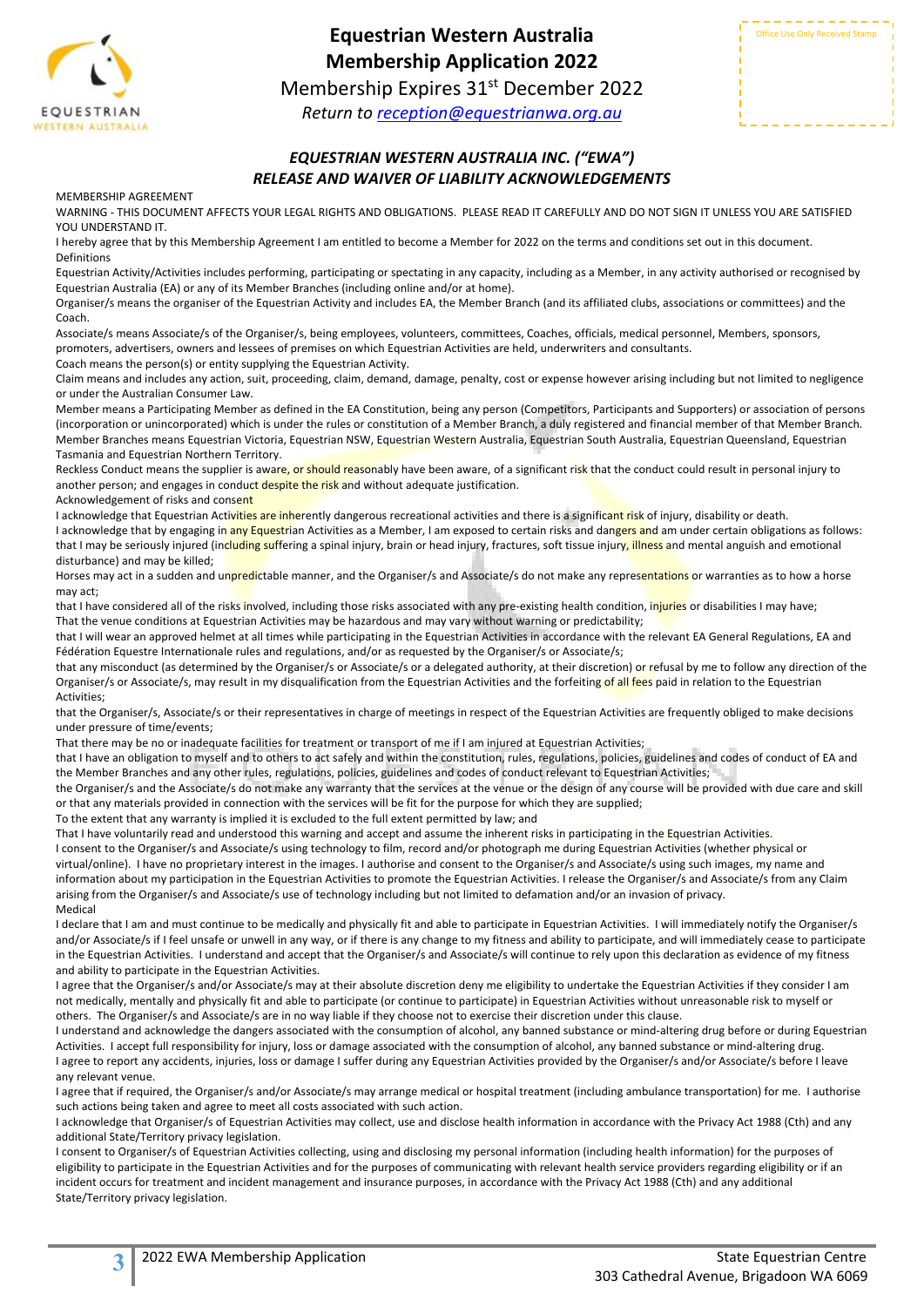# Equestrian Western Australia Membership Application 2022

Membership Expires 31st December 2022

*Return to reception@equestrianwa.org.au*

Office Use Only Received Stamp

## *EQUESTRIAN WESTERN AUSTRALIA INC. ("EWA") RELEASE AND WAIVER OF LIABILITY ACKNOWLEDGEMENTS*

MEMBERSHIP AGREEMENT

WARNING - THIS DOCUMENT AFFECTS YOUR LEGAL RIGHTS AND OBLIGATIONS. PLEASE READ IT CAREFULLY AND DO NOT SIGN IT UNLESS YOU ARE SATISFIED YOU UNDERSTAND IT.

I hereby agree that by this Membership Agreement I am entitled to become a Member for 2022 on the terms and conditions set out in this document.

Definitions

Equestrian Activity/Activities includes performing, participating or spectating in any capacity, including as a Member, in any activity authorised or recognised by Equestrian Australia (EA) or any of its Member Branches (including online and/or at home).

Organiser/s means the organiser of the Equestrian Activity and includes EA, the Member Branch (and its affiliated clubs, associations or committees) and the Coach.

Associate/s means Associate/s of the Organiser/s, being employees, volunteers, committees, Coaches, officials, medical personnel, Members, sponsors, promoters, advertisers, owners and lessees of premises on which Equestrian Activities are held, underwriters and consultants.

Coach means the person(s) or entity supplying the Equestrian Activity.

Claim means and includes any action, suit, proceeding, claim, demand, damage, penalty, cost or expense however arising including but not limited to negligence or under the Australian Consumer Law.

Member means a Participating Member as defined in the EA Constitution, being any person (Competitors, Participants and Supporters) or association of persons (incorporation or unincorporated) which is under the rules or constitution of a Member Branch, a duly registered and financial member of that Member Branch.

Member Branches means Equestrian Victoria, Equestrian NSW, Equestrian Western Australia, Equestrian South Australia, Equestrian Queensland, Equestrian Tasmania and Equestrian Northern Territory.

Reckless Conduct means the supplier is aware, or should reasonably have been aware, of a significant risk that the conduct could result in personal injury to another person; and engages in conduct despite the risk and without adequate justification.

Acknowledgement of risks and consent

I acknowledge that Equestrian Activities are inherently dangerous recreational activities and there is a significant risk of injury, disability or death.

I acknowledge that by engaging in any Equestrian Activities as a Member, I am exposed to certain risks and dangers and am under certain obligations as follows:

that I may be seriously injured (including suffering a spinal injury, brain or head injury, fractures, soft tissue injury, illness and mental anguish and emotional disturbance) and may be killed;

Horses may act in a sudden and unpredictable manner, and the Organiser/s and Associate/s do not make any representations or warranties as to how a horse may act;

that I have considered all of the risks involved, including those risks associated with any pre-existing health condition, injuries or disabilities I may have;

That the venue conditions at Equestrian Activities may be hazardous and may vary without warning or predictability;

that I will wear an approved helmet at all times while participating in the Equestrian Activities in accordance with the relevant EA General Regulations, EA and Fédération Equestre Internationale rules and regulations, and/or as requested by the Organiser/s or Associate/s;

that any misconduct (as determined by the Organiser/s or Associate/s or a delegated authority, at their discretion) or refusal by me to follow any direction of the Organiser/s or Associate/s, may result in my disqualification from the Equestrian Activities and the forfeiting of all fees paid in relation to the Equestrian Activities;

that the Organiser/s, Associate/s or their representatives in charge of meetings in respect of the Equestrian Activities are frequently obliged to make decisions under pressure of time/events;

That there may be no or inadequate facilities for treatment or transport of me if I am injured at Equestrian Activities;

that I have an obligation to myself and to others to act safely and within the constitution, rules, regulations, policies, guidelines and codes of conduct of EA and the Member Branches and any other rules, regulations, policies, guidelines and codes of conduct relevant to Equestrian Activities;

the Organiser/s and the Associate/s do not make any warranty that the service at the venue or the design of any course will be provided with due care and skill or that any materials provided in connection with the services will be fit for the purpose for which they are supplied;

To the extent that any warranty is implied it is excluded to the full extent permitted by law; and

That I have voluntarily read and understood this warning and accept and assume the inherent risks in participating in the Equestrian Activities.

I consent to the Organiser/s and Associate/s using technology to film, record and/or photograph me during Equestrian Activities (whether physical or virtual/online). I have no proprietary interest in the images. I authorise and consent to the Organiser/s and Associate/s using such images, my name and information about my participation in the Equestrian Activities to promote the Equestrian Activities. I release the Organiser/s and Associate/s from any Claim arising from the Organiser/s and Associate/s use of technology including but not limited to defamation and/or an invasion of privacy.

Medical

I declare that I am and must continue to be medically and physically fit and able to participate in Equestrian Activities. I will immediately notify the Organiser/s and/or Associate/s if I feel unsafe or unwell in any way, or if there is any change to my fitness and ability to participate, and will immediately cease to participate in the Equestrian Activities. I understand and accept that the Organiser/s and Associate/s will continue to rely upon this declaration as evidence of my fitness and ability to participate in the Equestrian Activities.

I agree that the Organiser/s and/or Associate/s may at their absolute discretion deny me eligibility to undertake the Equestrian Activities if they consider I am not medically, mentally and physically fit and able to participate (or continue to participate) in Equestrian Activities without unreasonable risk to myself or others. The Organiser/s and Associate/s are in no way liable if they choose not to exercise their discretion under this clause.

I understand and acknowledge the dangers associated with the consumption of alcohol, any banned substance or mind-altering drug before or during Equestrian Activities. I accept full responsibility for injury, loss or damage associated with the consumption of alcohol, any banned substance or mind-altering drug.

I agree to report any accidents, injuries, loss or damage I suffer during any Equestrian Activities provided by the Organiser/s and/or Associate/s before I leave any relevant venue.

I agree that if required, the Organiser/s and/or Associate/s may arrange medical or hospital treatment (including ambulance transportation) for me. I authorise such actions being taken and agree to meet all costs associated with such action.

I acknowledge that Organiser/s of Equestrian Activities may collect, use and disclose health information in accordance with the Privacy Act 1988 (Cth) and any additional State/Territory privacy legislation.

I consent to Organiser/s of Equestrian Activities collecting, using and disclosing my personal information (including health information) for the purposes of eligibility to participate in the Equestrian Activities and for the purposes of communicating with relevant health service providers regarding eligibility or if an incident occurs for treatment and incident management and insurance purposes, in accordance with the Privacy Act 1988 (Cth) and any additional State/Territory privacy legislation.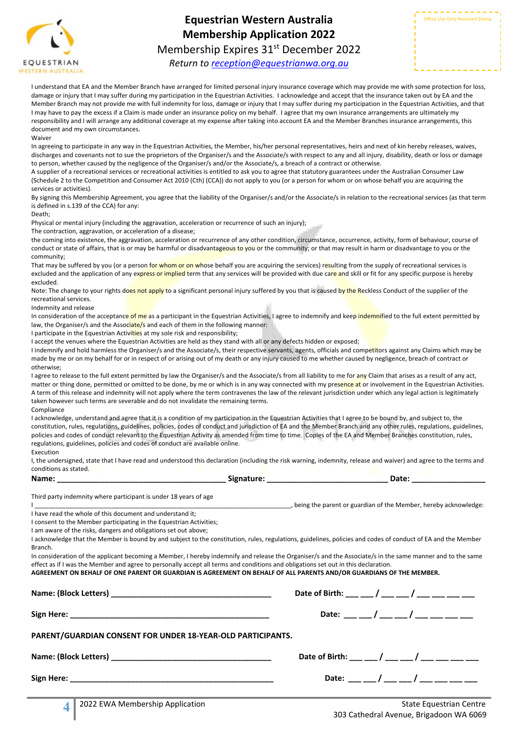# Equestrian Western Australia Membership Application 2022

Membership Expires 31st December 2022

*Return to reception@equestrianwa.org.au*

Office Use Only Received Stamp

I understand that EA and the Member Branch have arranged for limited personal injury insurance coverage which may provide me with some protection for loss, damage or injury that I may suffer during my participation in the Equestrian Activities. I acknowledge and accept that the insurance taken out by EA and the Member Branch may not provide me with full indemnity for loss, damage or injury that I may suffer during my participation in the Equestrian Activities, and that I may have to pay the excess if a Claim is made under an insurance policy on my behalf. I agree that my own insurance arrangements are ultimately my responsibility and I will arrange any additional coverage at my expense after taking into account EA and the Member Branches insurance arrangements, this document and my own circumstances.

Waiver

In agreeing to participate in any way in the Equestrian Activities, the Member, his/her personal representatives, heirs and next of kin hereby releases, waives, discharges and covenants not to sue the proprietors of the Organiser/s and the Associate/s with respect to any and all injury, disability, death or loss or damage to person, whether caused by the negligence of the Organiser/s and/or the Associate/s, a breach of a contract or otherwise.

A supplier of a recreational services or recreational activities is entitled to ask you to agree that statutory guarantees under the Australian Consumer Law (Schedule 2 to the Competition and Consumer Act 2010 (Cth) (CCA)) do not apply to you (or a person for whom or on whose behalf you are acquiring the services or activities).

By signing this Membership Agreement, you agree that the liability of the Organiser/s and/or the Associate/s in relation to the recreational services (as that term is defined in s.139 of the CCA) for any:

Death;

Physical or mental injury (including the aggravation, acceleration or recurrence of such an injury);

The contraction, aggravation, or acceleration of a disease;

the coming into existence, the aggravation, acceleration or recurrence of any other condition, circumstance, occurrence, activity, form of behaviour, course of conduct or state of affairs, that is or may be harmful or disadvantageous to you or the community; or that may result in harm or disadvantage to you or the community;

That may be suffered by you (or a person for whom or on whose behalf you are acquiring the services) resulting from the supply of recreational services is excluded and the application of any express or implied term that any services will be provided with due care and skill or fit for any specific purpose is hereby excluded.

Note: The change to your rights does not apply to a significant personal injury suffered by you that is caused by the Reckless Conduct of the supplier of the recreational services.

Indemnity and release

In consideration of the acceptance of me as a participant in the Equestrian Activities, I agree to indemnify and keep indemnified to the full extent permitted by law, the Organiser/s and the Associate/s and each of them in the following manner:

I participate in the Equestrian Activities at my sole risk and responsibility;

I accept the venues where the Equestrian Activities are held as they stand with all or any defects hidden or exposed;

I indemnify and hold harmless the Organiser/s and the Associate/s, their respective servants, agents, officials and competitors against any Claims which may be made by me or on my behalf for or in respect of or arising out of my death or any injury caused to me whether caused by negligence, breach of contract or otherwise;

I agree to release to the full extent permitted by law the Organiser/s and the Associate/s from all liability to me for any Claim that arises as a result of any act, matter or thing done, permitted or omitted to be done, by me or which is in any way connected with my presence at or involvement in the Equestrian Activities.

A term of this release and indemnity will not apply where the term contravenes the law of the relevant jurisdiction under which any legal action is legitimately taken however such terms are severable and do not invalidate the remaining terms.

Compliance

I acknowledge, understand and agree that it is a condition of my participation in the Equestrian Activities that I agree to be bound by, and subject to, the constitution, rules, regulations, guidelines, policies, codes of conduct and jurisdiction of EA and the Member Branch and any other rules, regulations, guidelines, policies and codes of conduct relevant to the Equestrian Activity as amended from time to time. Copies of the EA and Member Branches constitution, rules, regulations, guidelines, policies and codes of conduct are available online.

Execution

I, the undersigned, state that I have read and understood this declaration (including the risk warning, indemnity, release and waiver) and agree to the terms and conditions as stated.

**Name:** ______________________ **Signature:** ______________________ **Date:** ______________

Third party indemnity where participant is under 18 years of age

I ______________________________________________, being the parent or guardian of the Member, hereby acknowledge:

I have read the whole of this document and understand it;

I consent to the Member participating in the Equestrian Activities;

I am aware of the risks, dangers and obligations set out above;

I acknowledge that the Member is bound by and subject to the constitution, rules, regulations, guidelines, policies and codes of conduct of EA and the Member Branch.

In consideration of the applicant becoming a Member, I hereby indemnify and release the Organiser/s and the Associate/s in the same manner and to the same effect as if I was the Member and agree to personally accept all terms and conditions and obligations set out in this declaration.

**AGREEMENT ON BEHALF OF ONE PARENT OR GUARDIAN IS AGREEMENT ON BEHALF OF ALL PARENTS AND/OR GUARDIANS OF THE MEMBER.**

**Name: (Block Letters)** ______________________ **Date of Birth:** ___ ___ / ___ ___ / ___ ___ ___ ___

**Sign Here:** ______________________ **Date:** ___ ___ / ___ ___ / ___ ___ ___ ___

**PARENT/GUARDIAN CONSENT FOR UNDER 18-YEAR-OLD PARTICIPANTS.**

**Name: (Block Letters)** ______________________ **Date of Birth:** ___ ___ / ___ ___ / ___ ___ ___ ___

**Sign Here:** ______________________ **Date:** ___ ___ / ___ ___ / ___ ___ ___ ___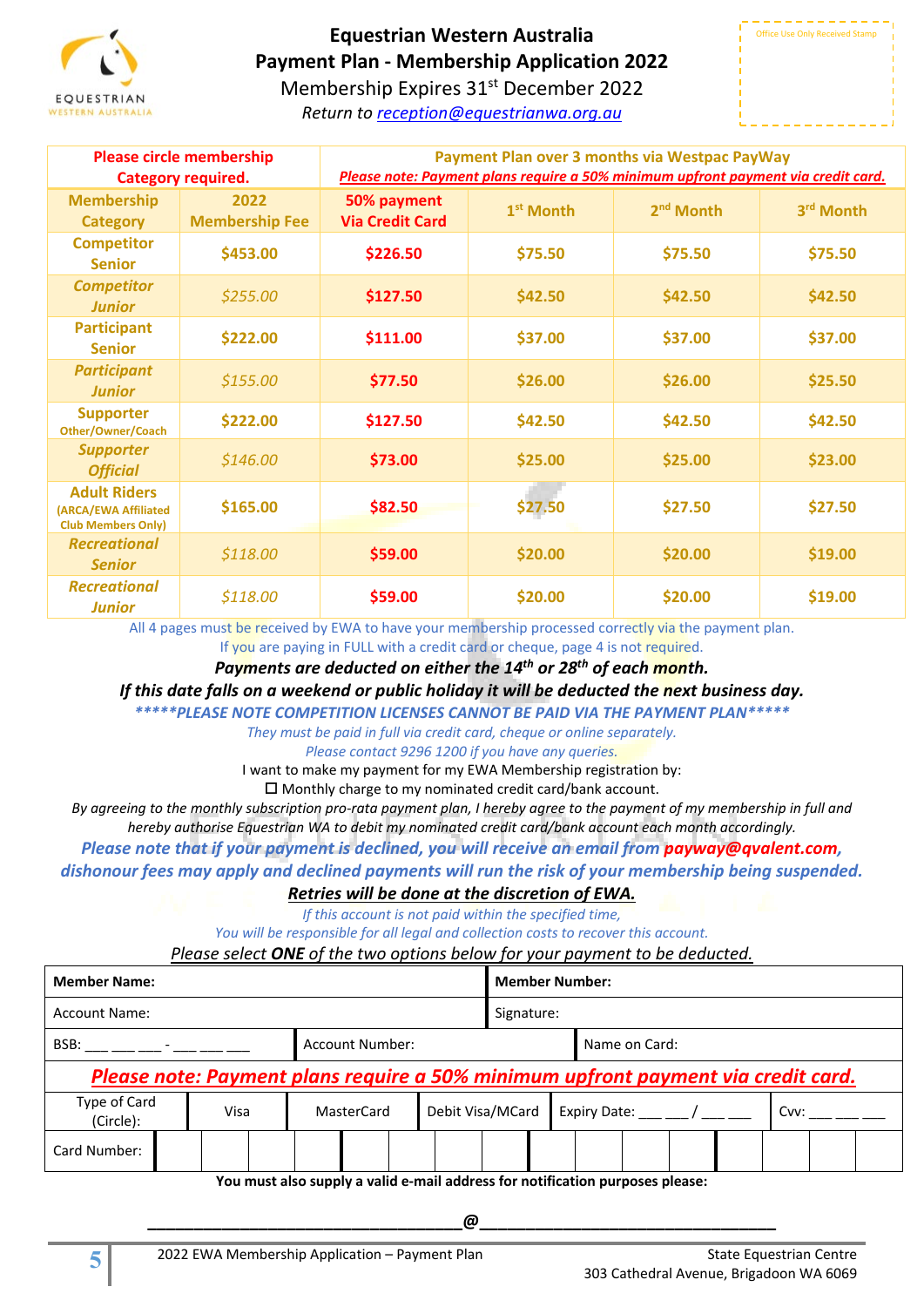# Equestrian Western Australia

## Payment Plan - Membership Application 2022

Membership Expires 31st December 2022

*Return to reception@equestrianwa.org.au*

Office Use Only Received Stamp

| Please circle membership Category required. | | Payment Plan over 3 months via Westpac PayWay *Please note: Payment plans require a 50% minimum upfront payment via credit card.* | | | |
|---|---|---|---|---|---|
| **Membership Category** | **2022 Membership Fee** | **50% payment Via Credit Card** | **1st Month** | **2nd Month** | **3rd Month** |
| **Competitor Senior** | **$453.00** | **$226.50** | **$75.50** | **$75.50** | **$75.50** |
| ***Competitor Junior*** | *$255.00* | **$127.50** | **$42.50** | **$42.50** | **$42.50** |
| **Participant Senior** | **$222.00** | **$111.00** | **$37.00** | **$37.00** | **$37.00** |
| ***Participant Junior*** | *$155.00* | **$77.50** | **$26.00** | **$26.00** | **$25.50** |
| **Supporter** Other/Owner/Coach | **$222.00** | **$127.50** | **$42.50** | **$42.50** | **$42.50** |
| ***Supporter Official*** | *$146.00* | **$73.00** | **$25.00** | **$25.00** | **$23.00** |
| **Adult Riders** (ARCA/EWA Affiliated Club Members Only) | **$165.00** | **$82.50** | **$27.50** | **$27.50** | **$27.50** |
| ***Recreational Senior*** | *$118.00* | **$59.00** | **$20.00** | **$20.00** | **$19.00** |
| ***Recreational Junior*** | *$118.00* | **$59.00** | **$20.00** | **$20.00** | **$19.00** |

All 4 pages must be received by EWA to have your membership processed correctly via the payment plan.

If you are paying in FULL with a credit card or cheque, page 4 is not required.

***Payments are deducted on either the 14th or 28th of each month.***

***If this date falls on a weekend or public holiday it will be deducted the next business day.***

***\*\*\*\*\*PLEASE NOTE COMPETITION LICENSES CANNOT BE PAID VIA THE PAYMENT PLAN\*\*\*\*\****

*They must be paid in full via credit card, cheque or online separately.*

*Please contact 9296 1200 if you have any queries.*

I want to make my payment for my EWA Membership registration by:

☐ Monthly charge to my nominated credit card/bank account.

*By agreeing to the monthly subscription pro-rata payment plan, I hereby agree to the payment of my membership in full and hereby authorise Equestrian WA to debit my nominated credit card/bank account each month accordingly.*

***Please note that if your payment is declined, you will receive an email from payway@qvalent.com, dishonour fees may apply and declined payments will run the risk of your membership being suspended.***

***Retries will be done at the discretion of EWA.***

*If this account is not paid within the specified time,*

*You will be responsible for all legal and collection costs to recover this account.*

*Please select **ONE** of the two options below for your payment to be deducted.*

| | | | | | |
|---|---|---|---|---|---|
| **Member Name:** | | | **Member Number:** | | |
| Account Name: | | | Signature: | | |
| BSB: ___ ___ ___ - ___ ___ ___ | Account Number: | | Name on Card: | | |
| ***Please note: Payment plans require a 50% minimum upfront payment via credit card.*** | | | | | |
| Type of Card (Circle): | Visa | MasterCard | Debit Visa/MCard | Expiry Date: ___ ___ / ___ ___ | Cvv: ___ ___ ___ |
| Card Number: | | | | | |

**You must also supply a valid e-mail address for notification purposes please:**

________________________________@________________________________

2022 EWA Membership Application – Payment Plan

State Equestrian Centre
303 Cathedral Avenue, Brigadoon WA 6069